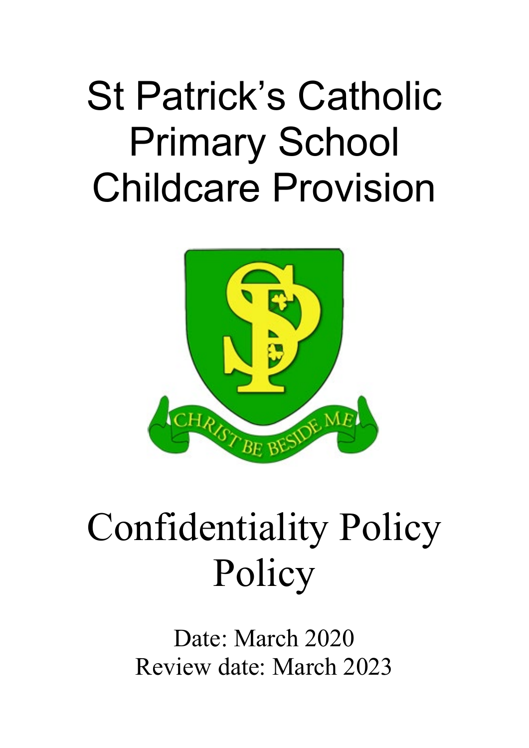# St Patrick's Catholic Primary School Childcare Provision

CHRIST BE BESIDE ME

# Confidentiality Policy Policy

Date: March 2020
Review date: March 2023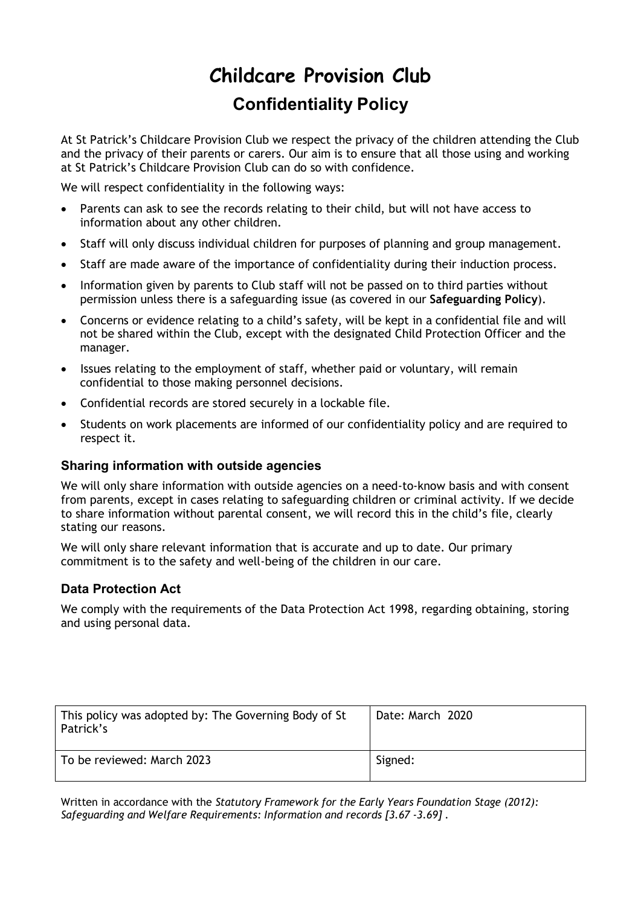# Childcare Provision Club

## Confidentiality Policy

At St Patrick's Childcare Provision Club we respect the privacy of the children attending the Club and the privacy of their parents or carers. Our aim is to ensure that all those using and working at St Patrick's Childcare Provision Club can do so with confidence.

We will respect confidentiality in the following ways:

- Parents can ask to see the records relating to their child, but will not have access to information about any other children.
- Staff will only discuss individual children for purposes of planning and group management.
- Staff are made aware of the importance of confidentiality during their induction process.
- Information given by parents to Club staff will not be passed on to third parties without permission unless there is a safeguarding issue (as covered in our **Safeguarding Policy**).
- Concerns or evidence relating to a child's safety, will be kept in a confidential file and will not be shared within the Club, except with the designated Child Protection Officer and the manager.
- Issues relating to the employment of staff, whether paid or voluntary, will remain confidential to those making personnel decisions.
- Confidential records are stored securely in a lockable file.
- Students on work placements are informed of our confidentiality policy and are required to respect it.

### Sharing information with outside agencies

We will only share information with outside agencies on a need-to-know basis and with consent from parents, except in cases relating to safeguarding children or criminal activity. If we decide to share information without parental consent, we will record this in the child's file, clearly stating our reasons.

We will only share relevant information that is accurate and up to date. Our primary commitment is to the safety and well-being of the children in our care.

### Data Protection Act

We comply with the requirements of the Data Protection Act 1998, regarding obtaining, storing and using personal data.

| | |
|---|---|
| This policy was adopted by: The Governing Body of St Patrick's | Date: March 2020 |
| To be reviewed: March 2023 | Signed: |

Written in accordance with the *Statutory Framework for the Early Years Foundation Stage (2012): Safeguarding and Welfare Requirements: Information and records [3.67 -3.69]* .